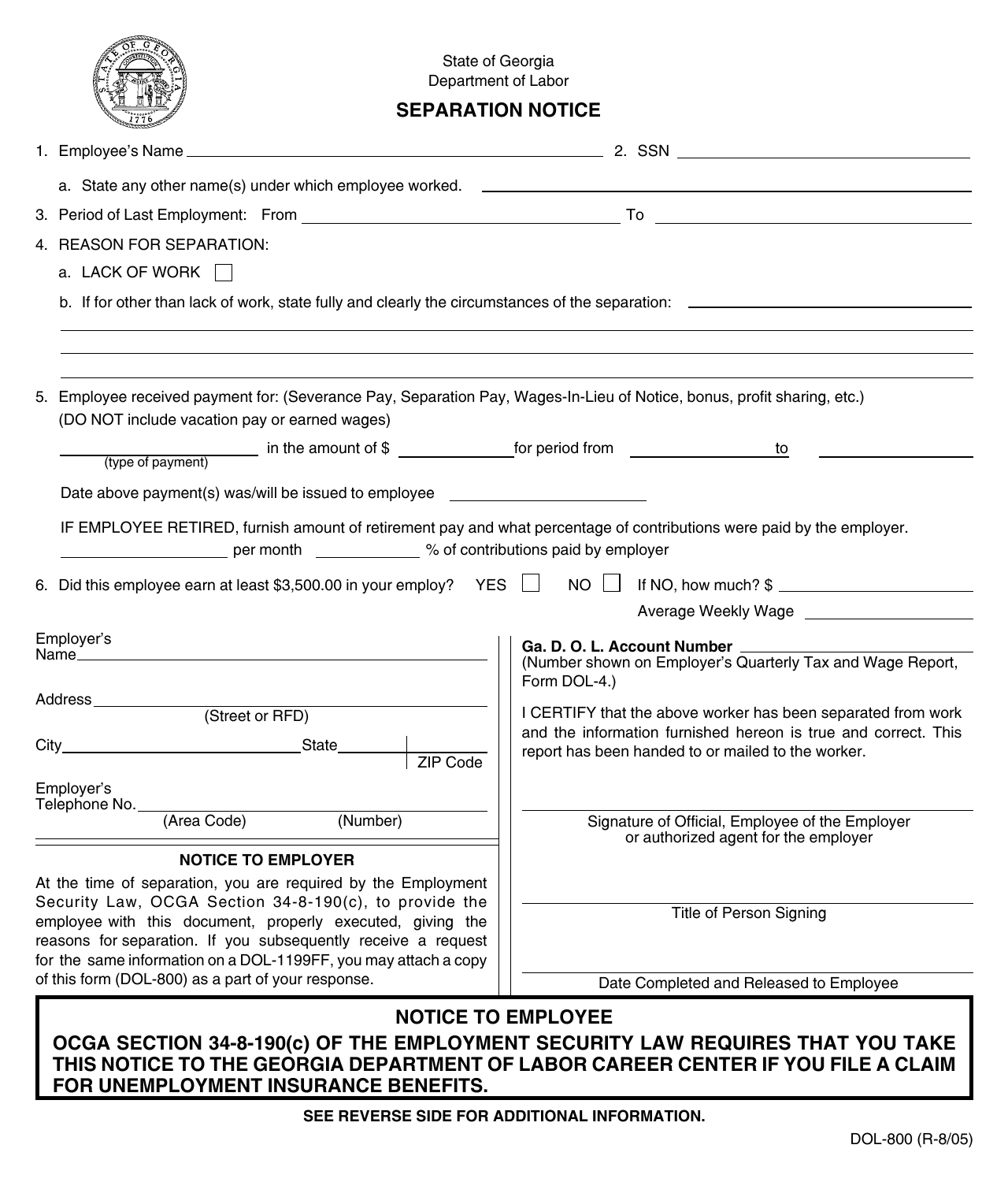State of Georgia
Department of Labor

# SEPARATION NOTICE

1. Employee's Name ______________________ 2. SSN ______________________

   a. State any other name(s) under which employee worked. ______________________

3. Period of Last Employment: From ______________________ To ______________________

4. REASON FOR SEPARATION:

   a. LACK OF WORK ☐

   b. If for other than lack of work, state fully and clearly the circumstances of the separation: ______________________

5. Employee received payment for: (Severance Pay, Separation Pay, Wages-In-Lieu of Notice, bonus, profit sharing, etc.) (DO NOT include vacation pay or earned wages)

   ______________ (type of payment) in the amount of $ ______________ for period from ______________ to ______________

   Date above payment(s) was/will be issued to employee ______________

   IF EMPLOYEE RETIRED, furnish amount of retirement pay and what percentage of contributions were paid by the employer.

   ______________ per month ______________ % of contributions paid by employer

6. Did this employee earn at least $3,500.00 in your employ? YES ☐ NO ☐ If NO, how much? $ ______________

   Average Weekly Wage ______________

Employer's Name ______________________

Address ______________________ (Street or RFD)

City ______________ State ______________ ZIP Code ______________

Employer's Telephone No. ______________ (Area Code) (Number)

**Ga. D. O. L. Account Number** ______________
(Number shown on Employer's Quarterly Tax and Wage Report, Form DOL-4.)

I CERTIFY that the above worker has been separated from work and the information furnished hereon is true and correct. This report has been handed to or mailed to the worker.

______________________
Signature of Official, Employee of the Employer or authorized agent for the employer

______________________
Title of Person Signing

______________________
Date Completed and Released to Employee

## NOTICE TO EMPLOYER

At the time of separation, you are required by the Employment Security Law, OCGA Section 34-8-190(c), to provide the employee with this document, properly executed, giving the reasons for separation. If you subsequently receive a request for the same information on a DOL-1199FF, you may attach a copy of this form (DOL-800) as a part of your response.

## NOTICE TO EMPLOYEE

**OCGA SECTION 34-8-190(c) OF THE EMPLOYMENT SECURITY LAW REQUIRES THAT YOU TAKE THIS NOTICE TO THE GEORGIA DEPARTMENT OF LABOR CAREER CENTER IF YOU FILE A CLAIM FOR UNEMPLOYMENT INSURANCE BENEFITS.**

**SEE REVERSE SIDE FOR ADDITIONAL INFORMATION.**

DOL-800 (R-8/05)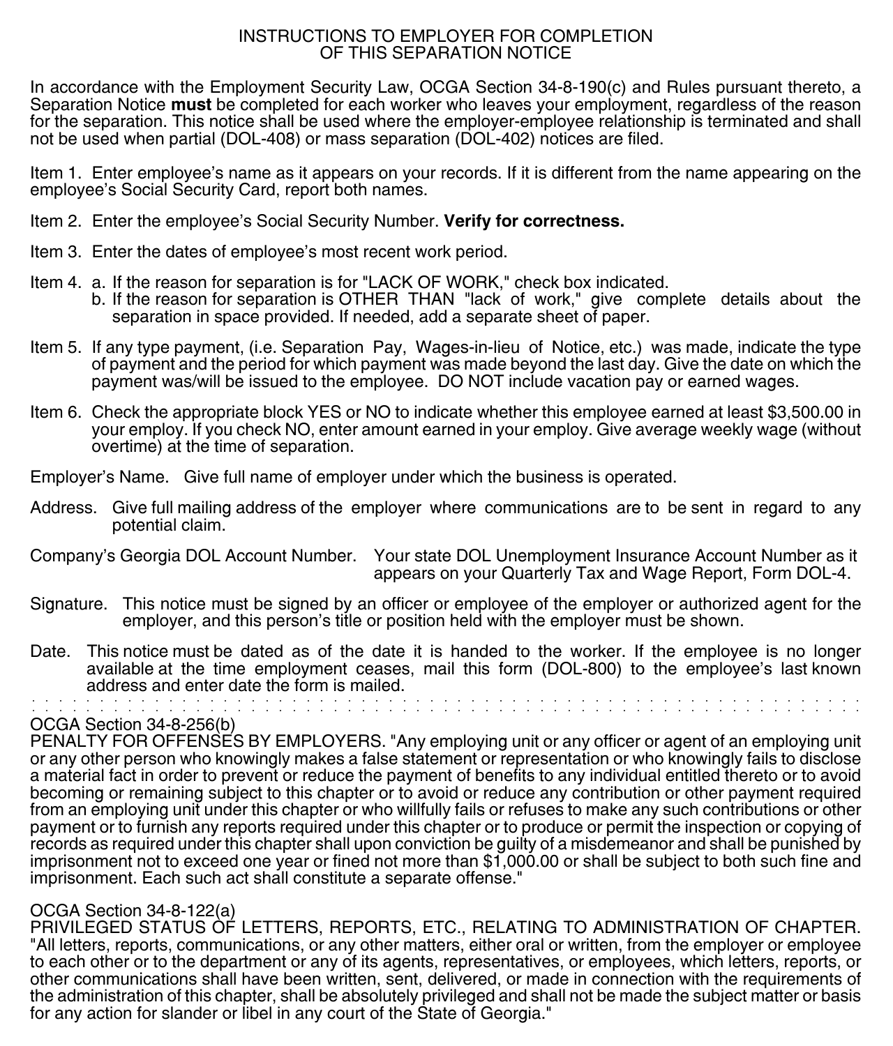# INSTRUCTIONS TO EMPLOYER FOR COMPLETION OF THIS SEPARATION NOTICE

In accordance with the Employment Security Law, OCGA Section 34-8-190(c) and Rules pursuant thereto, a Separation Notice **must** be completed for each worker who leaves your employment, regardless of the reason for the separation. This notice shall be used where the employer-employee relationship is terminated and shall not be used when partial (DOL-408) or mass separation (DOL-402) notices are filed.

Item 1. Enter employee's name as it appears on your records. If it is different from the name appearing on the employee's Social Security Card, report both names.

Item 2. Enter the employee's Social Security Number. **Verify for correctness.**

Item 3. Enter the dates of employee's most recent work period.

Item 4. a. If the reason for separation is for "LACK OF WORK," check box indicated.
b. If the reason for separation is OTHER THAN "lack of work," give complete details about the separation in space provided. If needed, add a separate sheet of paper.

Item 5. If any type payment, (i.e. Separation Pay, Wages-in-lieu of Notice, etc.) was made, indicate the type of payment and the period for which payment was made beyond the last day. Give the date on which the payment was/will be issued to the employee. DO NOT include vacation pay or earned wages.

Item 6. Check the appropriate block YES or NO to indicate whether this employee earned at least $3,500.00 in your employ. If you check NO, enter amount earned in your employ. Give average weekly wage (without overtime) at the time of separation.

Employer's Name. Give full name of employer under which the business is operated.

Address. Give full mailing address of the employer where communications are to be sent in regard to any potential claim.

Company's Georgia DOL Account Number. Your state DOL Unemployment Insurance Account Number as it appears on your Quarterly Tax and Wage Report, Form DOL-4.

Signature. This notice must be signed by an officer or employee of the employer or authorized agent for the employer, and this person's title or position held with the employer must be shown.

Date. This notice must be dated as of the date it is handed to the worker. If the employee is no longer available at the time employment ceases, mail this form (DOL-800) to the employee's last known address and enter date the form is mailed.

---

OCGA Section 34-8-256(b)
PENALTY FOR OFFENSES BY EMPLOYERS. "Any employing unit or any officer or agent of an employing unit or any other person who knowingly makes a false statement or representation or who knowingly fails to disclose a material fact in order to prevent or reduce the payment of benefits to any individual entitled thereto or to avoid becoming or remaining subject to this chapter or to avoid or reduce any contribution or other payment required from an employing unit under this chapter or who willfully fails or refuses to make any such contributions or other payment or to furnish any reports required under this chapter or to produce or permit the inspection or copying of records as required under this chapter shall upon conviction be guilty of a misdemeanor and shall be punished by imprisonment not to exceed one year or fined not more than $1,000.00 or shall be subject to both such fine and imprisonment. Each such act shall constitute a separate offense."

OCGA Section 34-8-122(a)
PRIVILEGED STATUS OF LETTERS, REPORTS, ETC., RELATING TO ADMINISTRATION OF CHAPTER. "All letters, reports, communications, or any other matters, either oral or written, from the employer or employee to each other or to the department or any of its agents, representatives, or employees, which letters, reports, or other communications shall have been written, sent, delivered, or made in connection with the requirements of the administration of this chapter, shall be absolutely privileged and shall not be made the subject matter or basis for any action for slander or libel in any court of the State of Georgia."